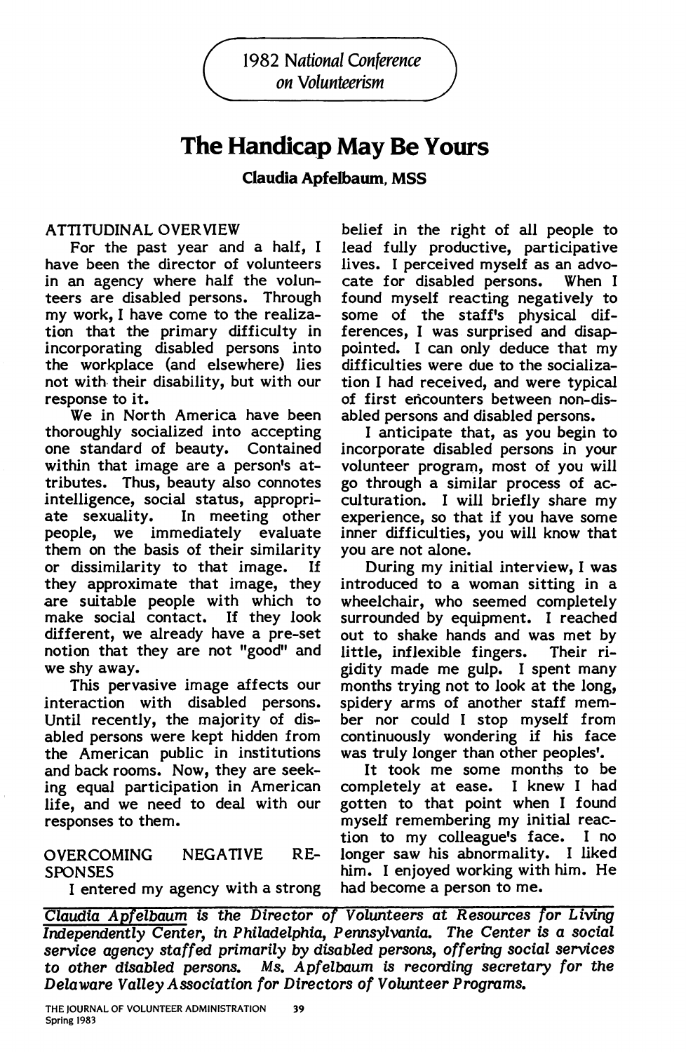1982 National Conference on Volunteerism

# The Handicap May Be Yours

**Claudia Apfelbaum, MSS**

## ATTITUDINAL OVERVIEW

For the past year and a half, I have been the director of volunteers in an agency where half the volunteers are disabled persons. Through my work, I have come to the realization that the primary difficulty in incorporating disabled persons into the workplace (and elsewhere) lies not with their disability, but with our response to it.

We in North America have been thoroughly socialized into accepting one standard of beauty. Contained within that image are a person's attributes. Thus, beauty also connotes intelligence, social status, appropriate sexuality. In meeting other people, we immediately evaluate them on the basis of their similarity or dissimilarity to that image. If they approximate that image, they are suitable people with which to make social contact. If they look different, we already have a pre-set notion that they are not "good" and we shy away.

This pervasive image affects our interaction with disabled persons. Until recently, the majority of disabled persons were kept hidden from the American public in institutions and back rooms. Now, they are seeking equal participation in American life, and we need to deal with our responses to them.

## OVERCOMING NEGATIVE RESPONSES

I entered my agency with a strong belief in the right of all people to lead fully productive, participative lives. I perceived myself as an advocate for disabled persons. When I found myself reacting negatively to some of the staff's physical differences, I was surprised and disappointed. I can only deduce that my difficulties were due to the socialization I had received, and were typical of first encounters between non-disabled persons and disabled persons.

I anticipate that, as you begin to incorporate disabled persons in your volunteer program, most of you will go through a similar process of acculturation. I will briefly share my experience, so that if you have some inner difficulties, you will know that you are not alone.

During my initial interview, I was introduced to a woman sitting in a wheelchair, who seemed completely surrounded by equipment. I reached out to shake hands and was met by little, inflexible fingers. Their rigidity made me gulp. I spent many months trying not to look at the long, spidery arms of another staff member nor could I stop myself from continuously wondering if his face was truly longer than other peoples'.

It took me some months to be completely at ease. I knew I had gotten to that point when I found myself remembering my initial reaction to my colleague's face. I no longer saw his abnormality. I liked him. I enjoyed working with him. He had become a person to me.

---

*Claudia Apfelbaum is the Director of Volunteers at Resources for Living Independently Center, in Philadelphia, Pennsylvania. The Center is a social service agency staffed primarily by disabled persons, offering social services to other disabled persons. Ms. Apfelbaum is recording secretary for the Delaware Valley Association for Directors of Volunteer Programs.*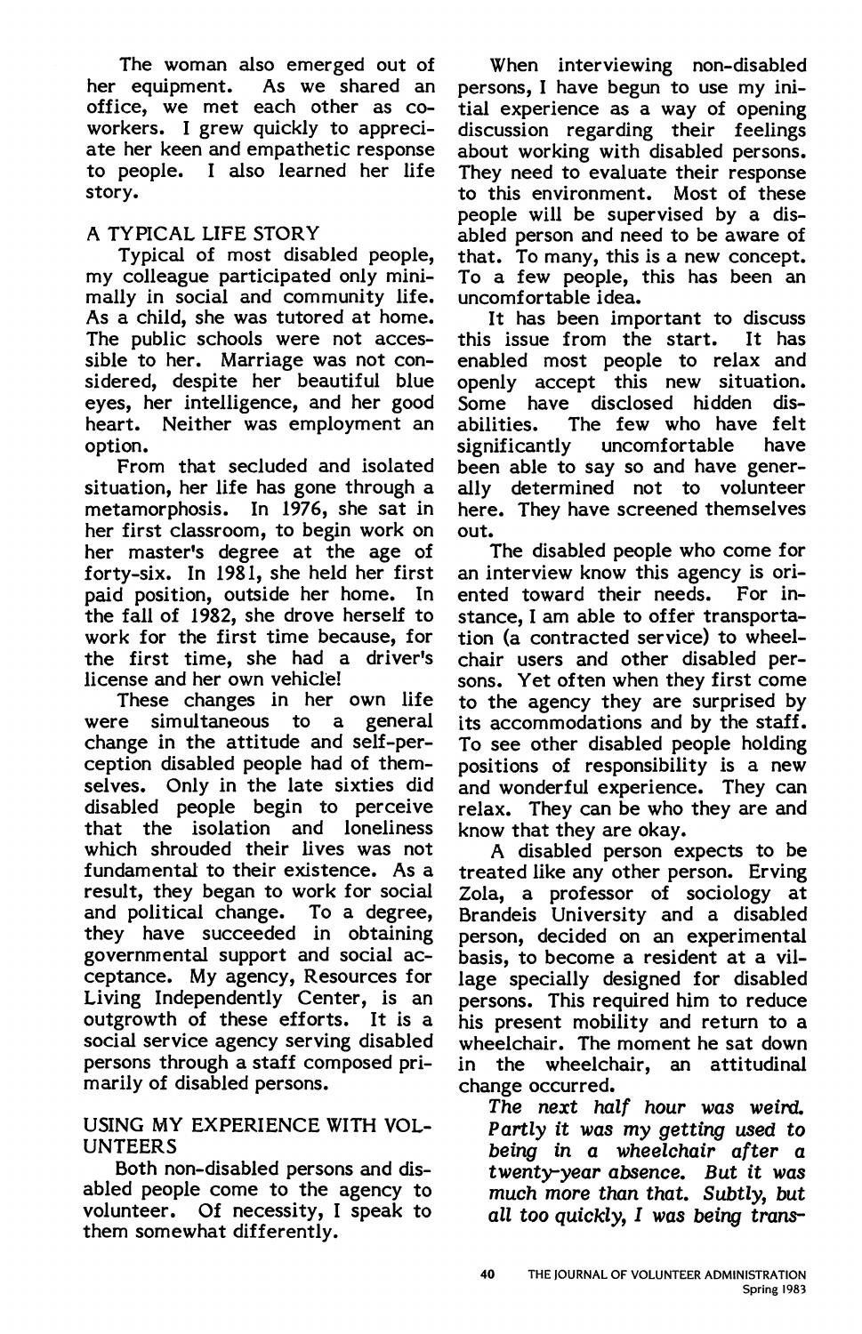The woman also emerged out of her equipment. As we shared an office, we met each other as co-workers. I grew quickly to appreciate her keen and empathetic response to people. I also learned her life story.

## A TYPICAL LIFE STORY

Typical of most disabled people, my colleague participated only minimally in social and community life. As a child, she was tutored at home. The public schools were not accessible to her. Marriage was not considered, despite her beautiful blue eyes, her intelligence, and her good heart. Neither was employment an option.

From that secluded and isolated situation, her life has gone through a metamorphosis. In 1976, she sat in her first classroom, to begin work on her master's degree at the age of forty-six. In 1981, she held her first paid position, outside her home. In the fall of 1982, she drove herself to work for the first time because, for the first time, she had a driver's license and her own vehicle!

These changes in her own life were simultaneous to a general change in the attitude and self-perception disabled people had of themselves. Only in the late sixties did disabled people begin to perceive that the isolation and loneliness which shrouded their lives was not fundamental to their existence. As a result, they began to work for social and political change. To a degree, they have succeeded in obtaining governmental support and social acceptance. My agency, Resources for Living Independently Center, is an outgrowth of these efforts. It is a social service agency serving disabled persons through a staff composed primarily of disabled persons.

## USING MY EXPERIENCE WITH VOLUNTEERS

Both non-disabled persons and disabled people come to the agency to volunteer. Of necessity, I speak to them somewhat differently.

When interviewing non-disabled persons, I have begun to use my initial experience as a way of opening discussion regarding their feelings about working with disabled persons. They need to evaluate their response to this environment. Most of these people will be supervised by a disabled person and need to be aware of that. To many, this is a new concept. To a few people, this has been an uncomfortable idea.

It has been important to discuss this issue from the start. It has enabled most people to relax and openly accept this new situation. Some have disclosed hidden disabilities. The few who have felt significantly uncomfortable have been able to say so and have generally determined not to volunteer here. They have screened themselves out.

The disabled people who come for an interview know this agency is oriented toward their needs. For instance, I am able to offer transportation (a contracted service) to wheelchair users and other disabled persons. Yet often when they first come to the agency they are surprised by its accommodations and by the staff. To see other disabled people holding positions of responsibility is a new and wonderful experience. They can relax. They can be who they are and know that they are okay.

A disabled person expects to be treated like any other person. Erving Zola, a professor of sociology at Brandeis University and a disabled person, decided on an experimental basis, to become a resident at a village specially designed for disabled persons. This required him to reduce his present mobility and return to a wheelchair. The moment he sat down in the wheelchair, an attitudinal change occurred.

*The next half hour was weird. Partly it was my getting used to being in a wheelchair after a twenty-year absence. But it was much more than that. Subtly, but all too quickly, I was being trans-*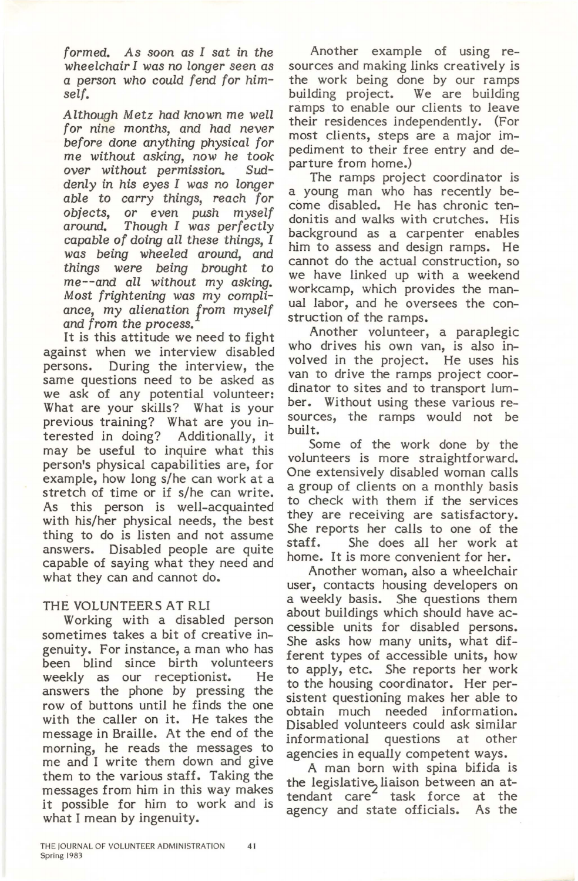*formed. As soon as I sat in the wheelchair I was no longer seen as a person who could fend for himself.*

*Although Metz had known me well for nine months, and had never before done anything physical for me without asking, now he took over without permission. Suddenly in his eyes I was no longer able to carry things, reach for objects, or even push myself around. Though I was perfectly capable of doing all these things, I was being wheeled around, and things were being brought to me--and all without my asking. Most frightening was my compliance, my alienation from myself and from the process.*[1]

It is this attitude we need to fight against when we interview disabled persons. During the interview, the same questions need to be asked as we ask of any potential volunteer: What are your skills? What is your previous training? What are you interested in doing? Additionally, it may be useful to inquire what this person's physical capabilities are, for example, how long s/he can work at a stretch of time or if s/he can write. As this person is well-acquainted with his/her physical needs, the best thing to do is listen and not assume answers. Disabled people are quite capable of saying what they need and what they can and cannot do.

## THE VOLUNTEERS AT RLI

Working with a disabled person sometimes takes a bit of creative ingenuity. For instance, a man who has been blind since birth volunteers weekly as our receptionist. He answers the phone by pressing the row of buttons until he finds the one with the caller on it. He takes the message in Braille. At the end of the morning, he reads the messages to me and I write them down and give them to the various staff. Taking the messages from him in this way makes it possible for him to work and is what I mean by ingenuity.

Another example of using resources and making links creatively is the work being done by our ramps building project. We are building ramps to enable our clients to leave their residences independently. (For most clients, steps are a major impediment to their free entry and departure from home.)

The ramps project coordinator is a young man who has recently become disabled. He has chronic tendonitis and walks with crutches. His background as a carpenter enables him to assess and design ramps. He cannot do the actual construction, so we have linked up with a weekend workcamp, which provides the manual labor, and he oversees the construction of the ramps.

Another volunteer, a paraplegic who drives his own van, is also involved in the project. He uses his van to drive the ramps project coordinator to sites and to transport lumber. Without using these various resources, the ramps would not be built.

Some of the work done by the volunteers is more straightforward. One extensively disabled woman calls a group of clients on a monthly basis to check with them if the services they are receiving are satisfactory. She reports her calls to one of the staff. She does all her work at home. It is more convenient for her.

Another woman, also a wheelchair user, contacts housing developers on a weekly basis. She questions them about buildings which should have accessible units for disabled persons. She asks how many units, what different types of accessible units, how to apply, etc. She reports her work to the housing coordinator. Her persistent questioning makes her able to obtain much needed information. Disabled volunteers could ask similar informational questions at other agencies in equally competent ways.

A man born with spina bifida is the legislative liaison between an attendant care[2] task force at the agency and state officials. As the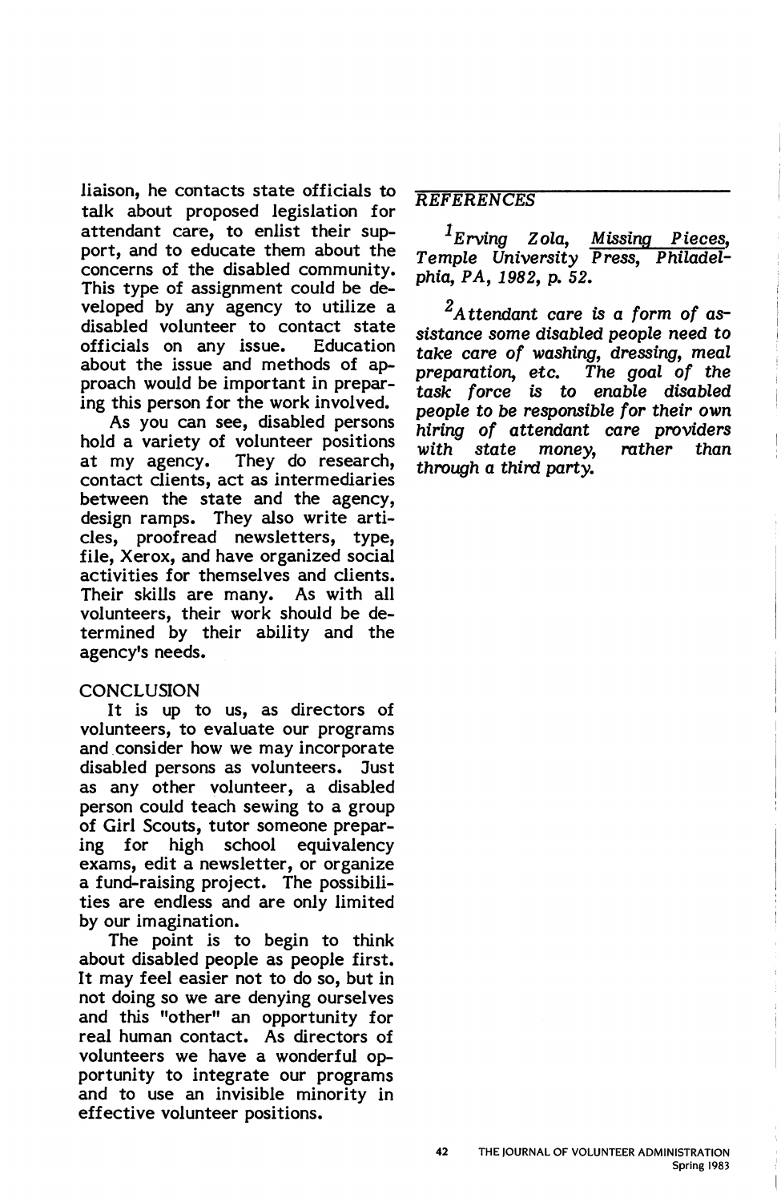liaison, he contacts state officials to talk about proposed legislation for attendant care, to enlist their support, and to educate them about the concerns of the disabled community. This type of assignment could be developed by any agency to utilize a disabled volunteer to contact state officials on any issue. Education about the issue and methods of approach would be important in preparing this person for the work involved.

As you can see, disabled persons hold a variety of volunteer positions at my agency. They do research, contact clients, act as intermediaries between the state and the agency, design ramps. They also write articles, proofread newsletters, type, file, Xerox, and have organized social activities for themselves and clients. Their skills are many. As with all volunteers, their work should be determined by their ability and the agency's needs.

## CONCLUSION

It is up to us, as directors of volunteers, to evaluate our programs and consider how we may incorporate disabled persons as volunteers. Just as any other volunteer, a disabled person could teach sewing to a group of Girl Scouts, tutor someone preparing for high school equivalency exams, edit a newsletter, or organize a fund-raising project. The possibilities are endless and are only limited by our imagination.

The point is to begin to think about disabled people as people first. It may feel easier not to do so, but in not doing so we are denying ourselves and this "other" an opportunity for real human contact. As directors of volunteers we have a wonderful opportunity to integrate our programs and to use an invisible minority in effective volunteer positions.

## REFERENCES

*[1]Erving Zola, Missing Pieces, Temple University Press, Philadelphia, PA, 1982, p. 52.*

*[2]Attendant care is a form of assistance some disabled people need to take care of washing, dressing, meal preparation, etc. The goal of the task force is to enable disabled people to be responsible for their own hiring of attendant care providers with state money, rather than through a third party.*